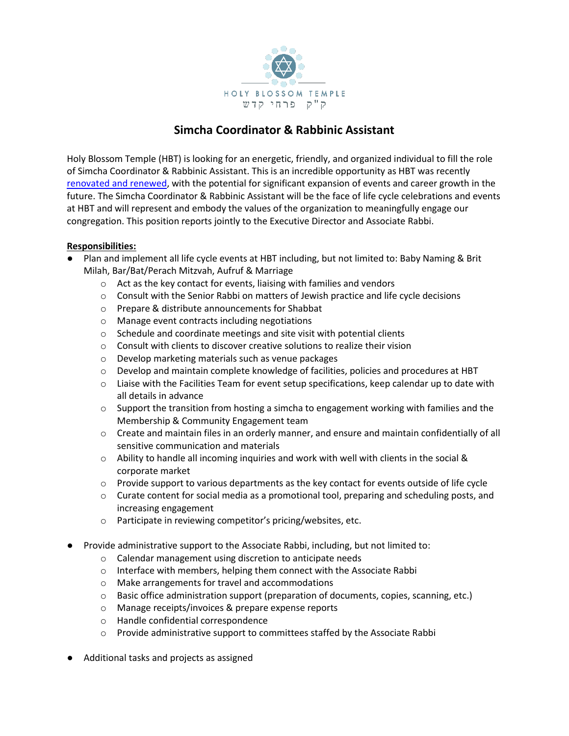HOLY BLOSSOM TEMPLE
ק"ק פרחי קדש

# Simcha Coordinator & Rabbinic Assistant

Holy Blossom Temple (HBT) is looking for an energetic, friendly, and organized individual to fill the role of Simcha Coordinator & Rabbinic Assistant. This is an incredible opportunity as HBT was recently renovated and renewed, with the potential for significant expansion of events and career growth in the future. The Simcha Coordinator & Rabbinic Assistant will be the face of life cycle celebrations and events at HBT and will represent and embody the values of the organization to meaningfully engage our congregation. This position reports jointly to the Executive Director and Associate Rabbi.

**Responsibilities:**

- Plan and implement all life cycle events at HBT including, but not limited to: Baby Naming & Brit Milah, Bar/Bat/Perach Mitzvah, Aufruf & Marriage
    - Act as the key contact for events, liaising with families and vendors
    - Consult with the Senior Rabbi on matters of Jewish practice and life cycle decisions
    - Prepare & distribute announcements for Shabbat
    - Manage event contracts including negotiations
    - Schedule and coordinate meetings and site visit with potential clients
    - Consult with clients to discover creative solutions to realize their vision
    - Develop marketing materials such as venue packages
    - Develop and maintain complete knowledge of facilities, policies and procedures at HBT
    - Liaise with the Facilities Team for event setup specifications, keep calendar up to date with all details in advance
    - Support the transition from hosting a simcha to engagement working with families and the Membership & Community Engagement team
    - Create and maintain files in an orderly manner, and ensure and maintain confidentially of all sensitive communication and materials
    - Ability to handle all incoming inquiries and work with well with clients in the social & corporate market
    - Provide support to various departments as the key contact for events outside of life cycle
    - Curate content for social media as a promotional tool, preparing and scheduling posts, and increasing engagement
    - Participate in reviewing competitor's pricing/websites, etc.

- Provide administrative support to the Associate Rabbi, including, but not limited to:
    - Calendar management using discretion to anticipate needs
    - Interface with members, helping them connect with the Associate Rabbi
    - Make arrangements for travel and accommodations
    - Basic office administration support (preparation of documents, copies, scanning, etc.)
    - Manage receipts/invoices & prepare expense reports
    - Handle confidential correspondence
    - Provide administrative support to committees staffed by the Associate Rabbi

- Additional tasks and projects as assigned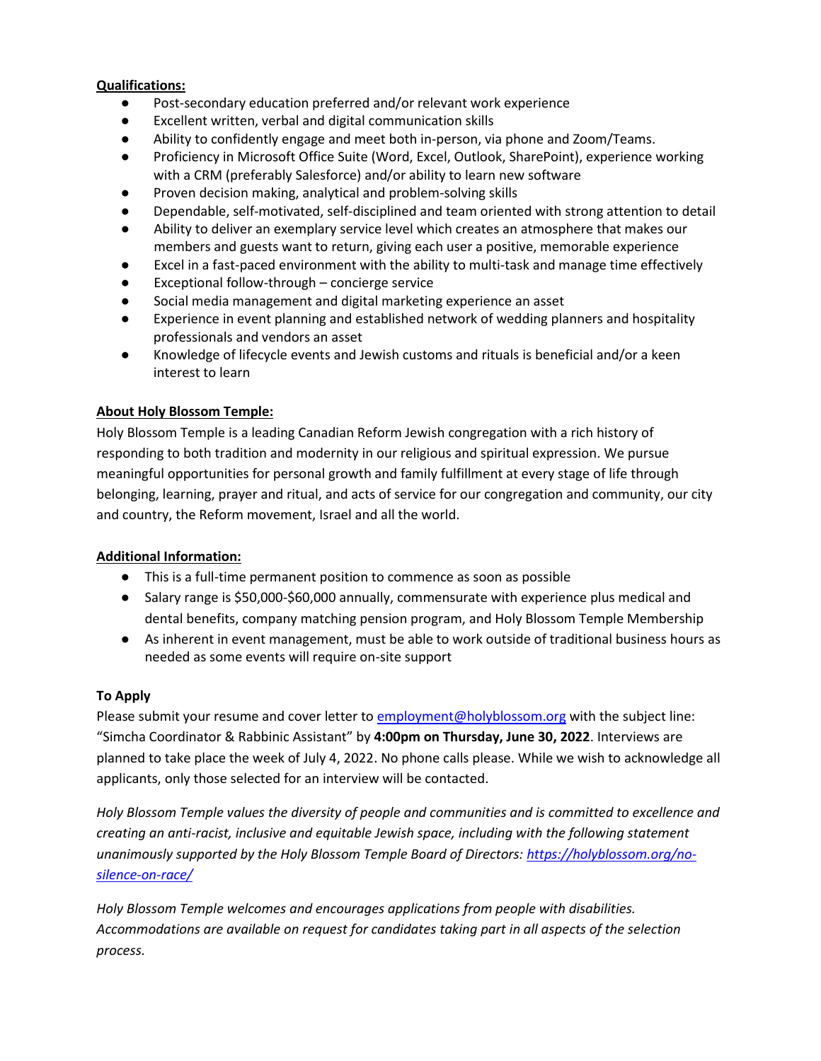**Qualifications:**

- Post-secondary education preferred and/or relevant work experience
- Excellent written, verbal and digital communication skills
- Ability to confidently engage and meet both in-person, via phone and Zoom/Teams.
- Proficiency in Microsoft Office Suite (Word, Excel, Outlook, SharePoint), experience working with a CRM (preferably Salesforce) and/or ability to learn new software
- Proven decision making, analytical and problem-solving skills
- Dependable, self-motivated, self-disciplined and team oriented with strong attention to detail
- Ability to deliver an exemplary service level which creates an atmosphere that makes our members and guests want to return, giving each user a positive, memorable experience
- Excel in a fast-paced environment with the ability to multi-task and manage time effectively
- Exceptional follow-through – concierge service
- Social media management and digital marketing experience an asset
- Experience in event planning and established network of wedding planners and hospitality professionals and vendors an asset
- Knowledge of lifecycle events and Jewish customs and rituals is beneficial and/or a keen interest to learn

**About Holy Blossom Temple:**

Holy Blossom Temple is a leading Canadian Reform Jewish congregation with a rich history of responding to both tradition and modernity in our religious and spiritual expression. We pursue meaningful opportunities for personal growth and family fulfillment at every stage of life through belonging, learning, prayer and ritual, and acts of service for our congregation and community, our city and country, the Reform movement, Israel and all the world.

**Additional Information:**

- This is a full-time permanent position to commence as soon as possible
- Salary range is $50,000-$60,000 annually, commensurate with experience plus medical and dental benefits, company matching pension program, and Holy Blossom Temple Membership
- As inherent in event management, must be able to work outside of traditional business hours as needed as some events will require on-site support

**To Apply**

Please submit your resume and cover letter to employment@holyblossom.org with the subject line: "Simcha Coordinator & Rabbinic Assistant" by **4:00pm on Thursday, June 30, 2022**. Interviews are planned to take place the week of July 4, 2022. No phone calls please. While we wish to acknowledge all applicants, only those selected for an interview will be contacted.

*Holy Blossom Temple values the diversity of people and communities and is committed to excellence and creating an anti-racist, inclusive and equitable Jewish space, including with the following statement unanimously supported by the Holy Blossom Temple Board of Directors: https://holyblossom.org/no-silence-on-race/*

*Holy Blossom Temple welcomes and encourages applications from people with disabilities. Accommodations are available on request for candidates taking part in all aspects of the selection process.*